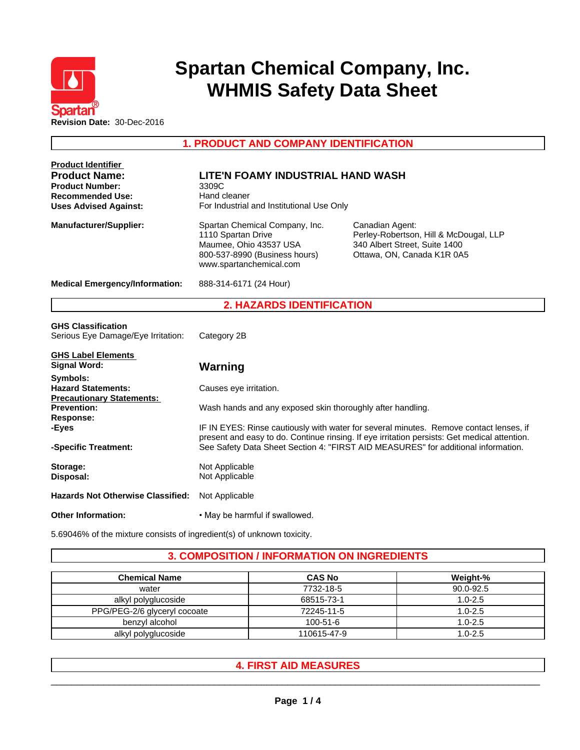# Spartan Chemical Company, Inc.
# WHMIS Safety Data Sheet

**Revision Date:** 30-Dec-2016

## 1. PRODUCT AND COMPANY IDENTIFICATION

**Product Identifier**

**Product Name:** LITE'N FOAMY INDUSTRIAL HAND WASH

**Product Number:** 3309C

**Recommended Use:** Hand cleaner

**Uses Advised Against:** For Industrial and Institutional Use Only

**Manufacturer/Supplier:**
Spartan Chemical Company, Inc.
1110 Spartan Drive
Maumee, Ohio 43537 USA
800-537-8990 (Business hours)
www.spartanchemical.com

Canadian Agent:
Perley-Robertson, Hill & McDougal, LLP
340 Albert Street, Suite 1400
Ottawa, ON, Canada K1R 0A5

**Medical Emergency/Information:** 888-314-6171 (24 Hour)

## 2. HAZARDS IDENTIFICATION

**GHS Classification**

Serious Eye Damage/Eye Irritation: Category 2B

**GHS Label Elements**

**Signal Word:** **Warning**

**Symbols:**

**Hazard Statements:** Causes eye irritation.

**Precautionary Statements:**

**Prevention:** Wash hands and any exposed skin thoroughly after handling.

**Response:**

**-Eyes** IF IN EYES: Rinse cautiously with water for several minutes. Remove contact lenses, if present and easy to do. Continue rinsing. If eye irritation persists: Get medical attention.

**-Specific Treatment:** See Safety Data Sheet Section 4: "FIRST AID MEASURES" for additional information.

**Storage:** Not Applicable

**Disposal:** Not Applicable

**Hazards Not Otherwise Classified:** Not Applicable

**Other Information:** • May be harmful if swallowed.

5.69046% of the mixture consists of ingredient(s) of unknown toxicity.

## 3. COMPOSITION / INFORMATION ON INGREDIENTS

| Chemical Name | CAS No | Weight-% |
|---|---|---|
| water | 7732-18-5 | 90.0-92.5 |
| alkyl polyglucoside | 68515-73-1 | 1.0-2.5 |
| PPG/PEG-2/6 glyceryl cocoate | 72245-11-5 | 1.0-2.5 |
| benzyl alcohol | 100-51-6 | 1.0-2.5 |
| alkyl polyglucoside | 110615-47-9 | 1.0-2.5 |

## 4. FIRST AID MEASURES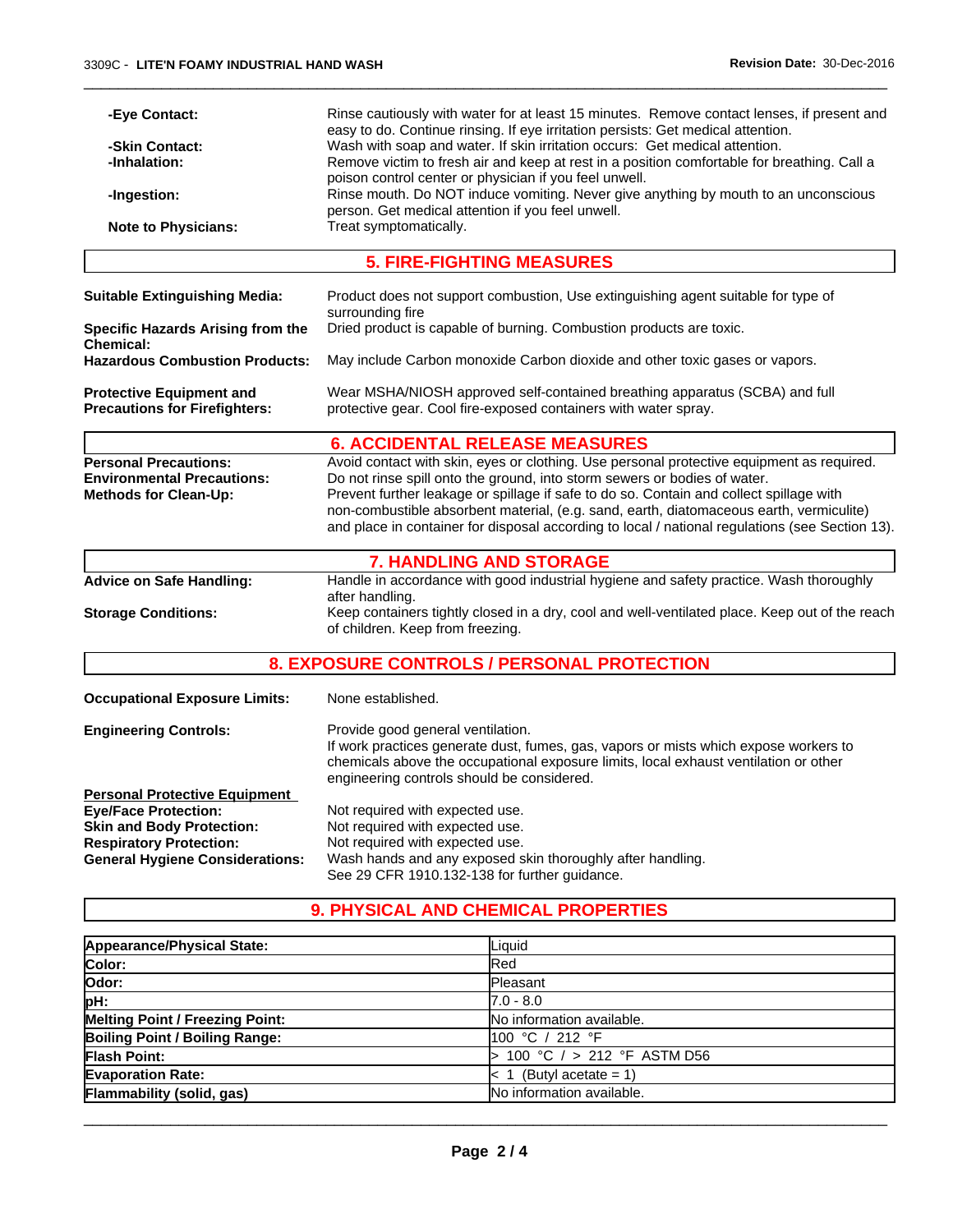**-Eye Contact:** Rinse cautiously with water for at least 15 minutes. Remove contact lenses, if present and easy to do. Continue rinsing. If eye irritation persists: Get medical attention.

**-Skin Contact:** Wash with soap and water. If skin irritation occurs: Get medical attention.

**-Inhalation:** Remove victim to fresh air and keep at rest in a position comfortable for breathing. Call a poison control center or physician if you feel unwell.

**-Ingestion:** Rinse mouth. Do NOT induce vomiting. Never give anything by mouth to an unconscious person. Get medical attention if you feel unwell.

**Note to Physicians:** Treat symptomatically.

## 5. FIRE-FIGHTING MEASURES

**Suitable Extinguishing Media:** Product does not support combustion, Use extinguishing agent suitable for type of surrounding fire

**Specific Hazards Arising from the Chemical:** Dried product is capable of burning. Combustion products are toxic.

**Hazardous Combustion Products:** May include Carbon monoxide Carbon dioxide and other toxic gases or vapors.

**Protective Equipment and Precautions for Firefighters:** Wear MSHA/NIOSH approved self-contained breathing apparatus (SCBA) and full protective gear. Cool fire-exposed containers with water spray.

## 6. ACCIDENTAL RELEASE MEASURES

**Personal Precautions:** Avoid contact with skin, eyes or clothing. Use personal protective equipment as required.

**Environmental Precautions:** Do not rinse spill onto the ground, into storm sewers or bodies of water.

**Methods for Clean-Up:** Prevent further leakage or spillage if safe to do so. Contain and collect spillage with non-combustible absorbent material, (e.g. sand, earth, diatomaceous earth, vermiculite) and place in container for disposal according to local / national regulations (see Section 13).

## 7. HANDLING AND STORAGE

**Advice on Safe Handling:** Handle in accordance with good industrial hygiene and safety practice. Wash thoroughly after handling.

**Storage Conditions:** Keep containers tightly closed in a dry, cool and well-ventilated place. Keep out of the reach of children. Keep from freezing.

## 8. EXPOSURE CONTROLS / PERSONAL PROTECTION

**Occupational Exposure Limits:** None established.

**Engineering Controls:** Provide good general ventilation.
If work practices generate dust, fumes, gas, vapors or mists which expose workers to chemicals above the occupational exposure limits, local exhaust ventilation or other engineering controls should be considered.

**Personal Protective Equipment**

**Eye/Face Protection:** Not required with expected use.

**Skin and Body Protection:** Not required with expected use.

**Respiratory Protection:** Not required with expected use.

**General Hygiene Considerations:** Wash hands and any exposed skin thoroughly after handling.
See 29 CFR 1910.132-138 for further guidance.

## 9. PHYSICAL AND CHEMICAL PROPERTIES

| Property | Value |
|---|---|
| **Appearance/Physical State:** | Liquid |
| **Color:** | Red |
| **Odor:** | Pleasant |
| **pH:** | 7.0 - 8.0 |
| **Melting Point / Freezing Point:** | No information available. |
| **Boiling Point / Boiling Range:** | 100 °C / 212 °F |
| **Flash Point:** | > 100 °C / > 212 °F ASTM D56 |
| **Evaporation Rate:** | < 1 (Butyl acetate = 1) |
| **Flammability (solid, gas)** | No information available. |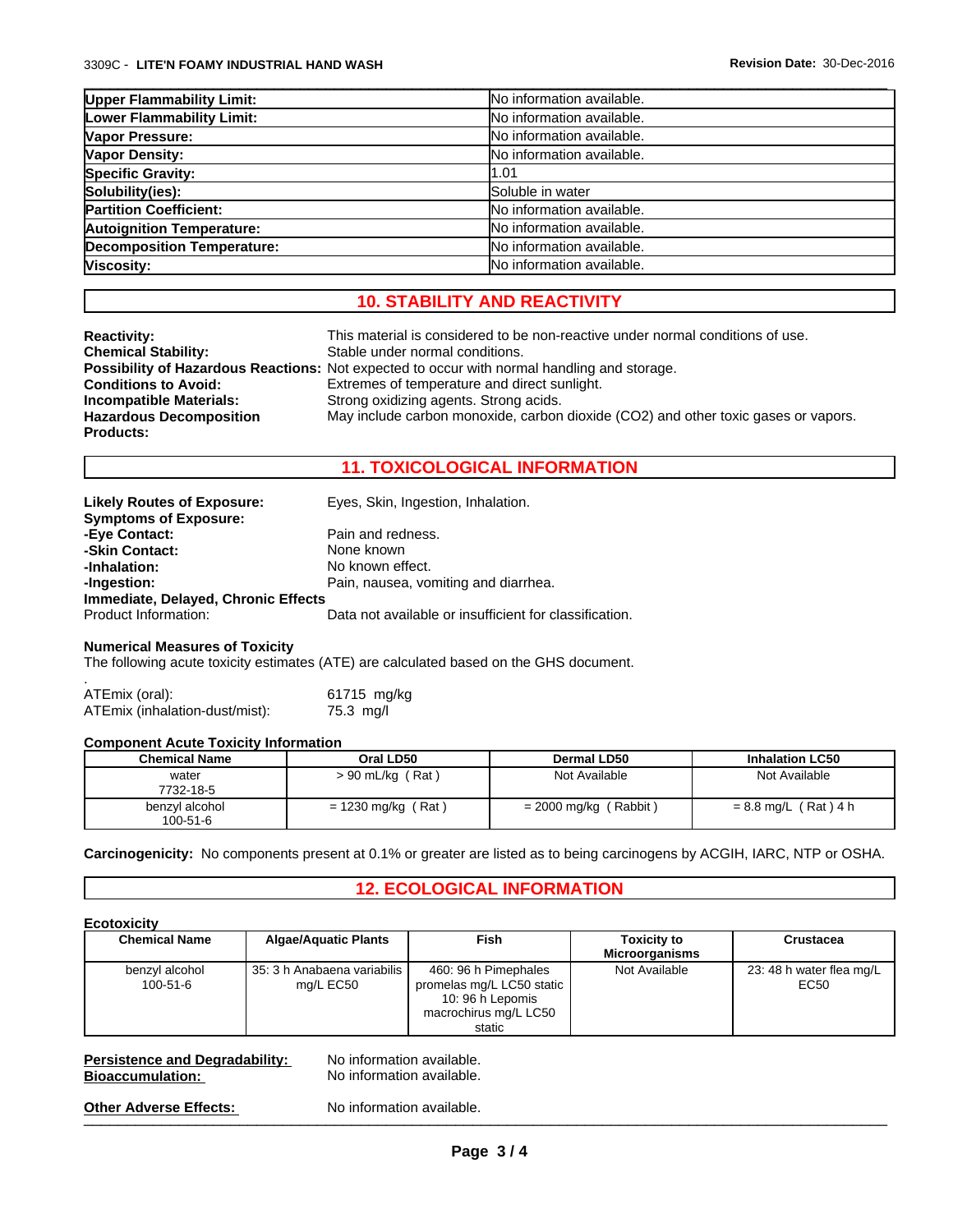| Upper Flammability Limit: | No information available. |
| --- | --- |
| Lower Flammability Limit: | No information available. |
| Vapor Pressure: | No information available. |
| Vapor Density: | No information available. |
| Specific Gravity: | 1.01 |
| Solubility(ies): | Soluble in water |
| Partition Coefficient: | No information available. |
| Autoignition Temperature: | No information available. |
| Decomposition Temperature: | No information available. |
| Viscosity: | No information available. |

## 10. STABILITY AND REACTIVITY

**Reactivity:** This material is considered to be non-reactive under normal conditions of use.
**Chemical Stability:** Stable under normal conditions.
**Possibility of Hazardous Reactions:** Not expected to occur with normal handling and storage.
**Conditions to Avoid:** Extremes of temperature and direct sunlight.
**Incompatible Materials:** Strong oxidizing agents. Strong acids.
**Hazardous Decomposition Products:** May include carbon monoxide, carbon dioxide ($CO_2$) and other toxic gases or vapors.

## 11. TOXICOLOGICAL INFORMATION

**Likely Routes of Exposure:** Eyes, Skin, Ingestion, Inhalation.
**Symptoms of Exposure:**
**-Eye Contact:** Pain and redness.
**-Skin Contact:** None known
**-Inhalation:** No known effect.
**-Ingestion:** Pain, nausea, vomiting and diarrhea.
**Immediate, Delayed, Chronic Effects**
Product Information: Data not available or insufficient for classification.

**Numerical Measures of Toxicity**
The following acute toxicity estimates (ATE) are calculated based on the GHS document.

.
ATEmix (oral): 61715 mg/kg
ATEmix (inhalation-dust/mist): 75.3 mg/l

**Component Acute Toxicity Information**

| Chemical Name | Oral LD50 | Dermal LD50 | Inhalation LC50 |
| --- | --- | --- | --- |
| water 7732-18-5 | > 90 mL/kg ( Rat ) | Not Available | Not Available |
| benzyl alcohol 100-51-6 | = 1230 mg/kg ( Rat ) | = 2000 mg/kg ( Rabbit ) | = 8.8 mg/L ( Rat ) 4 h |

**Carcinogenicity:** No components present at 0.1% or greater are listed as to being carcinogens by ACGIH, IARC, NTP or OSHA.

## 12. ECOLOGICAL INFORMATION

**Ecotoxicity**

| Chemical Name | Algae/Aquatic Plants | Fish | Toxicity to Microorganisms | Crustacea |
| --- | --- | --- | --- | --- |
| benzyl alcohol 100-51-6 | 35: 3 h Anabaena variabilis mg/L EC50 | 460: 96 h Pimephales promelas mg/L LC50 static 10: 96 h Lepomis macrochirus mg/L LC50 static | Not Available | 23: 48 h water flea mg/L EC50 |

**Persistence and Degradability:** No information available.
**Bioaccumulation:** No information available.

**Other Adverse Effects:** No information available.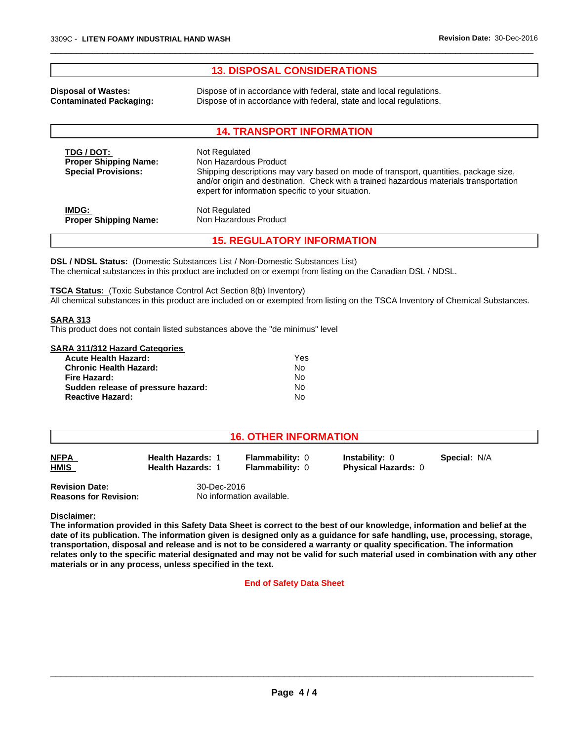## 13. DISPOSAL CONSIDERATIONS

**Disposal of Wastes:** Dispose of in accordance with federal, state and local regulations.
**Contaminated Packaging:** Dispose of in accordance with federal, state and local regulations.

## 14. TRANSPORT INFORMATION

**TDG / DOT:** Not Regulated
**Proper Shipping Name:** Non Hazardous Product
**Special Provisions:** Shipping descriptions may vary based on mode of transport, quantities, package size, and/or origin and destination. Check with a trained hazardous materials transportation expert for information specific to your situation.

**IMDG:** Not Regulated
**Proper Shipping Name:** Non Hazardous Product

## 15. REGULATORY INFORMATION

**DSL / NDSL Status:** (Domestic Substances List / Non-Domestic Substances List)
The chemical substances in this product are included on or exempt from listing on the Canadian DSL / NDSL.

**TSCA Status:** (Toxic Substance Control Act Section 8(b) Inventory)
All chemical substances in this product are included on or exempted from listing on the TSCA Inventory of Chemical Substances.

**SARA 313**
This product does not contain listed substances above the "de minimus" level

**SARA 311/312 Hazard Categories**

| | |
|---|---|
| **Acute Health Hazard:** | Yes |
| **Chronic Health Hazard:** | No |
| **Fire Hazard:** | No |
| **Sudden release of pressure hazard:** | No |
| **Reactive Hazard:** | No |

## 16. OTHER INFORMATION

| | | | | |
|---|---|---|---|---|
| **NFPA** | **Health Hazards:** 1 | **Flammability:** 0 | **Instability:** 0 | **Special:** N/A |
| **HMIS** | **Health Hazards:** 1 | **Flammability:** 0 | **Physical Hazards:** 0 | |

**Revision Date:** 30-Dec-2016
**Reasons for Revision:** No information available.

**Disclaimer:**
**The information provided in this Safety Data Sheet is correct to the best of our knowledge, information and belief at the date of its publication. The information given is designed only as a guidance for safe handling, use, processing, storage, transportation, disposal and release and is not to be considered a warranty or quality specification. The information relates only to the specific material designated and may not be valid for such material used in combination with any other materials or in any process, unless specified in the text.**

**End of Safety Data Sheet**